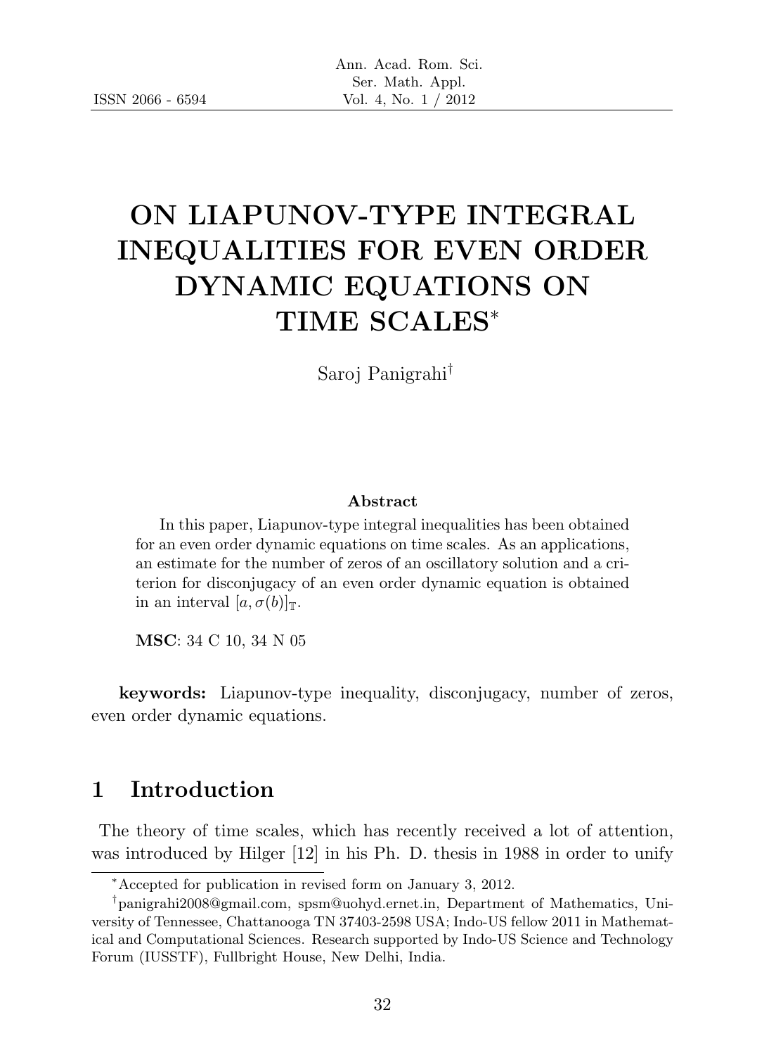# ON LIAPUNOV-TYPE INTEGRAL INEQUALITIES FOR EVEN ORDER DYNAMIC EQUATIONS ON TIME SCALES*

Saroj Panigrahi†

### Abstract

In this paper, Liapunov-type integral inequalities has been obtained for an even order dynamic equations on time scales. As an applications, an estimate for the number of zeros of an oscillatory solution and a criterion for disconjugacy of an even order dynamic equation is obtained in an interval $[a, \sigma(b)]_{\mathbb{T}}$.

**MSC**: 34 C 10, 34 N 05

**keywords:** Liapunov-type inequality, disconjugacy, number of zeros, even order dynamic equations.

## 1 Introduction

The theory of time scales, which has recently received a lot of attention, was introduced by Hilger [12] in his Ph. D. thesis in 1988 in order to unify

---

*Accepted for publication in revised form on January 3, 2012.

†panigrahi2008@gmail.com, spsm@uohyd.ernet.in, Department of Mathematics, University of Tennessee, Chattanooga TN 37403-2598 USA; Indo-US fellow 2011 in Mathematical and Computational Sciences. Research supported by Indo-US Science and Technology Forum (IUSSTF), Fullbright House, New Delhi, India.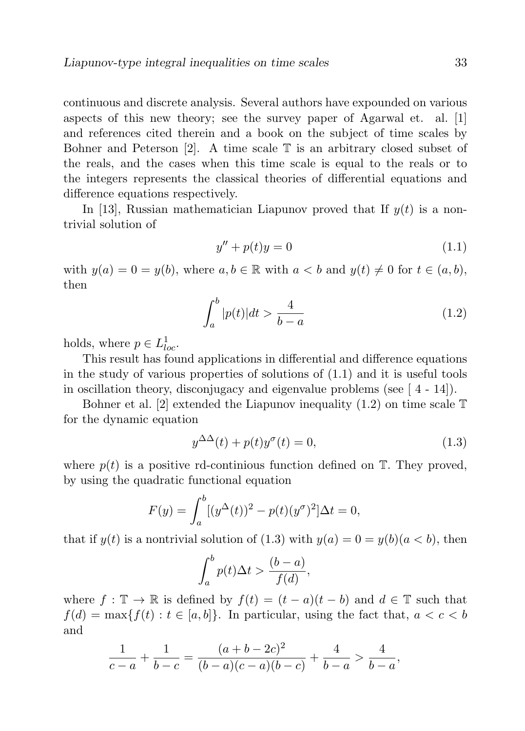continuous and discrete analysis. Several authors have expounded on various aspects of this new theory; see the survey paper of Agarwal et. al. [1] and references cited therein and a book on the subject of time scales by Bohner and Peterson [2]. A time scale $\mathbb{T}$ is an arbitrary closed subset of the reals, and the cases when this time scale is equal to the reals or to the integers represents the classical theories of differential equations and difference equations respectively.

In [13], Russian mathematician Liapunov proved that If $y(t)$ is a nontrivial solution of

$$y'' + p(t)y = 0 \tag{1.1}$$

with $y(a) = 0 = y(b)$, where $a, b \in \mathbb{R}$ with $a < b$ and $y(t) \neq 0$ for $t \in (a, b)$, then

$$\int_a^b |p(t)|dt > \frac{4}{b-a} \tag{1.2}$$

holds, where $p \in L^1_{loc}$.

This result has found applications in differential and difference equations in the study of various properties of solutions of (1.1) and it is useful tools in oscillation theory, disconjugacy and eigenvalue problems (see [ 4 - 14]).

Bohner et al. [2] extended the Liapunov inequality (1.2) on time scale $\mathbb{T}$ for the dynamic equation

$$y^{\Delta\Delta}(t) + p(t)y^{\sigma}(t) = 0, \tag{1.3}$$

where $p(t)$ is a positive rd-continious function defined on $\mathbb{T}$. They proved, by using the quadratic functional equation

$$F(y) = \int_a^b [(y^{\Delta}(t))^2 - p(t)(y^{\sigma})^2]\Delta t = 0,$$

that if $y(t)$ is a nontrivial solution of (1.3) with $y(a) = 0 = y(b)(a < b)$, then

$$\int_a^b p(t)\Delta t > \frac{(b-a)}{f(d)},$$

where $f : \mathbb{T} \to \mathbb{R}$ is defined by $f(t) = (t-a)(t-b)$ and $d \in \mathbb{T}$ such that $f(d) = \max\{f(t) : t \in [a, b]\}$. In particular, using the fact that, $a < c < b$ and

$$\frac{1}{c-a} + \frac{1}{b-c} = \frac{(a+b-2c)^2}{(b-a)(c-a)(b-c)} + \frac{4}{b-a} > \frac{4}{b-a},$$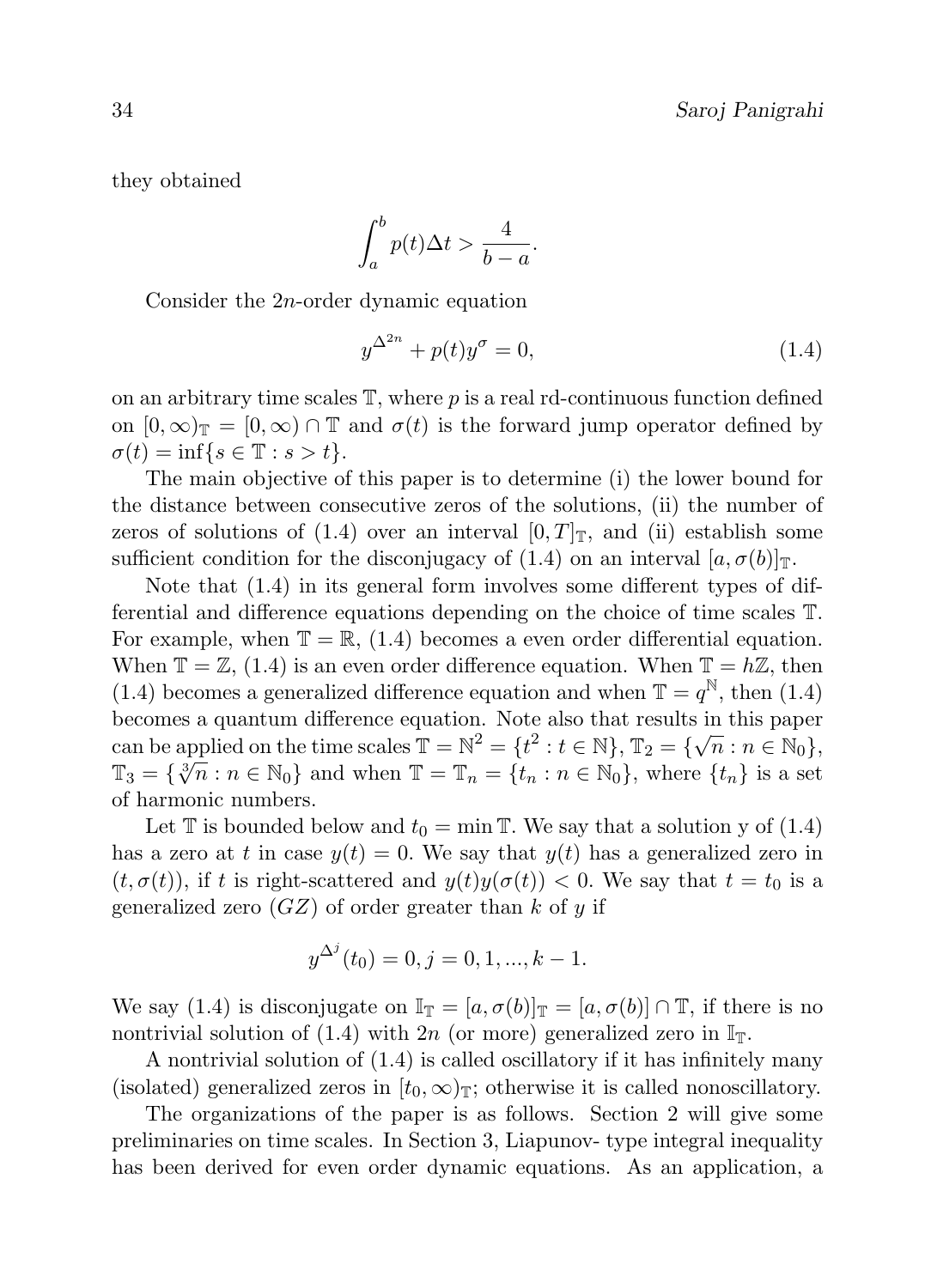they obtained

$$\int_a^b p(t)\Delta t > \frac{4}{b-a}.$$

Consider the $2n$-order dynamic equation

$$y^{\Delta^{2n}} + p(t)y^{\sigma} = 0, \tag{1.4}$$

on an arbitrary time scales $\mathbb{T}$, where $p$ is a real rd-continuous function defined on $[0,\infty)_{\mathbb{T}} = [0,\infty) \cap \mathbb{T}$ and $\sigma(t)$ is the forward jump operator defined by $\sigma(t) = \inf\{s \in \mathbb{T} : s > t\}$.

The main objective of this paper is to determine (i) the lower bound for the distance between consecutive zeros of the solutions, (ii) the number of zeros of solutions of (1.4) over an interval $[0,T]_{\mathbb{T}}$, and (ii) establish some sufficient condition for the disconjugacy of (1.4) on an interval $[a,\sigma(b)]_{\mathbb{T}}$.

Note that (1.4) in its general form involves some different types of differential and difference equations depending on the choice of time scales $\mathbb{T}$. For example, when $\mathbb{T} = \mathbb{R}$, (1.4) becomes a even order differential equation. When $\mathbb{T} = \mathbb{Z}$, (1.4) is an even order difference equation. When $\mathbb{T} = h\mathbb{Z}$, then (1.4) becomes a generalized difference equation and when $\mathbb{T} = q^{\mathbb{N}}$, then (1.4) becomes a quantum difference equation. Note also that results in this paper can be applied on the time scales $\mathbb{T} = \mathbb{N}^2 = \{t^2 : t \in \mathbb{N}\}$, $\mathbb{T}_2 = \{\sqrt{n} : n \in \mathbb{N}_0\}$, $\mathbb{T}_3 = \{\sqrt[3]{n} : n \in \mathbb{N}_0\}$ and when $\mathbb{T} = \mathbb{T}_n = \{t_n : n \in \mathbb{N}_0\}$, where $\{t_n\}$ is a set of harmonic numbers.

Let $\mathbb{T}$ is bounded below and $t_0 = \min \mathbb{T}$. We say that a solution y of (1.4) has a zero at $t$ in case $y(t) = 0$. We say that $y(t)$ has a generalized zero in $(t,\sigma(t))$, if $t$ is right-scattered and $y(t)y(\sigma(t)) < 0$. We say that $t = t_0$ is a generalized zero ($GZ$) of order greater than $k$ of $y$ if

$$y^{\Delta^j}(t_0) = 0, j = 0,1,...,k-1.$$

We say (1.4) is disconjugate on $\mathbb{I}_{\mathbb{T}} = [a,\sigma(b)]_{\mathbb{T}} = [a,\sigma(b)] \cap \mathbb{T}$, if there is no nontrivial solution of (1.4) with $2n$ (or more) generalized zero in $\mathbb{I}_{\mathbb{T}}$.

A nontrivial solution of (1.4) is called oscillatory if it has infinitely many (isolated) generalized zeros in $[t_0,\infty)_{\mathbb{T}}$; otherwise it is called nonoscillatory.

The organizations of the paper is as follows. Section 2 will give some preliminaries on time scales. In Section 3, Liapunov- type integral inequality has been derived for even order dynamic equations. As an application, a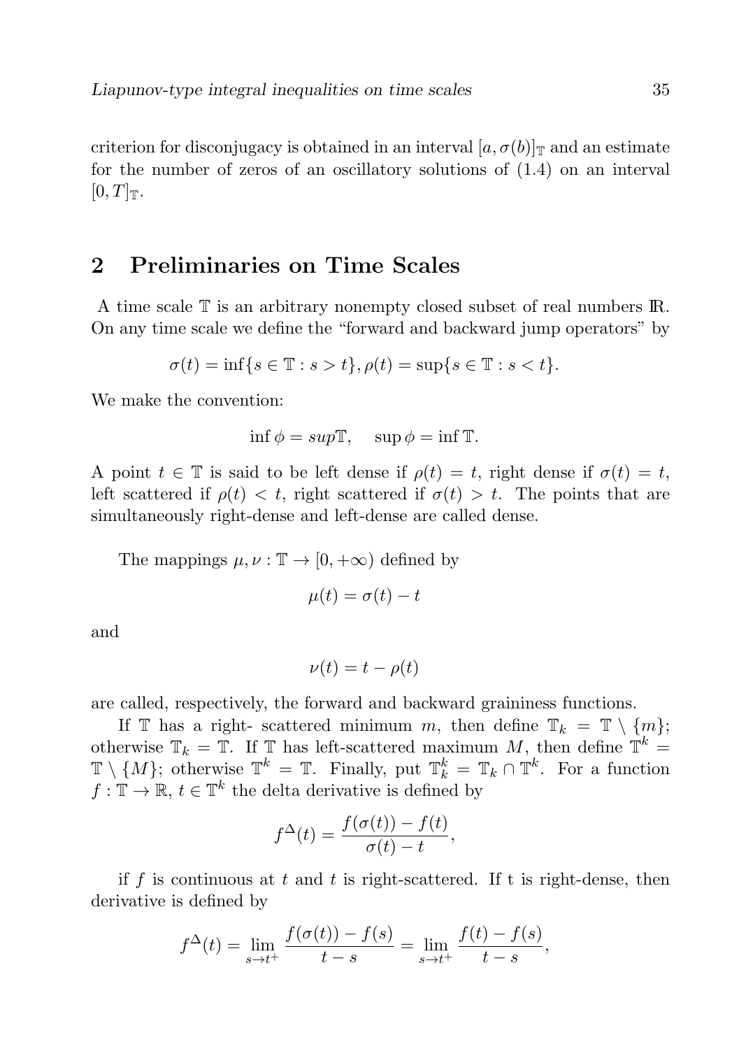criterion for disconjugacy is obtained in an interval $[a, \sigma(b)]_{\mathbb{T}}$ and an estimate for the number of zeros of an oscillatory solutions of (1.4) on an interval $[0, T]_{\mathbb{T}}$.

## 2 Preliminaries on Time Scales

A time scale $\mathbb{T}$ is an arbitrary nonempty closed subset of real numbers $\mathbb{R}$. On any time scale we define the "forward and backward jump operators" by

$$\sigma(t) = \inf\{s \in \mathbb{T} : s > t\}, \rho(t) = \sup\{s \in \mathbb{T} : s < t\}.$$

We make the convention:

$$\inf \phi = sup\mathbb{T}, \quad \sup \phi = \inf \mathbb{T}.$$

A point $t \in \mathbb{T}$ is said to be left dense if $\rho(t) = t$, right dense if $\sigma(t) = t$, left scattered if $\rho(t) < t$, right scattered if $\sigma(t) > t$. The points that are simultaneously right-dense and left-dense are called dense.

The mappings $\mu, \nu : \mathbb{T} \to [0, +\infty)$ defined by

$$\mu(t) = \sigma(t) - t$$

and

$$\nu(t) = t - \rho(t)$$

are called, respectively, the forward and backward graininess functions.

If $\mathbb{T}$ has a right- scattered minimum $m$, then define $\mathbb{T}_k = \mathbb{T} \setminus \{m\}$; otherwise $\mathbb{T}_k = \mathbb{T}$. If $\mathbb{T}$ has left-scattered maximum $M$, then define $\mathbb{T}^k = \mathbb{T} \setminus \{M\}$; otherwise $\mathbb{T}^k = \mathbb{T}$. Finally, put $\mathbb{T}_k^k = \mathbb{T}_k \cap \mathbb{T}^k$. For a function $f : \mathbb{T} \to \mathbb{R}$, $t \in \mathbb{T}^k$ the delta derivative is defined by

$$f^{\Delta}(t) = \frac{f(\sigma(t)) - f(t)}{\sigma(t) - t},$$

if $f$ is continuous at $t$ and $t$ is right-scattered. If t is right-dense, then derivative is defined by

$$f^{\Delta}(t) = \lim_{s \to t^+} \frac{f(\sigma(t)) - f(s)}{t - s} = \lim_{s \to t^+} \frac{f(t) - f(s)}{t - s},$$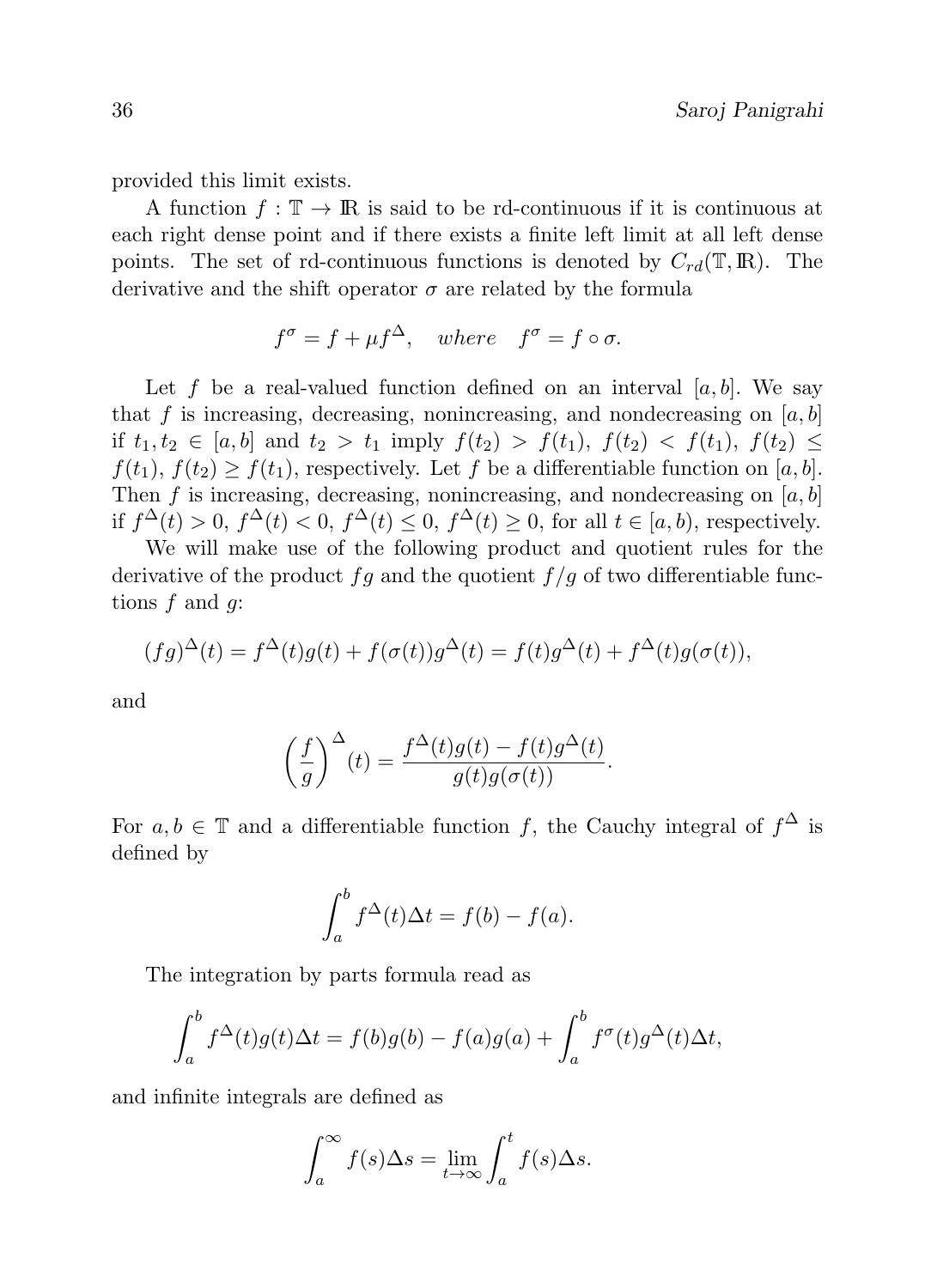provided this limit exists.

A function $f : \mathbb{T} \to \mathbb{R}$ is said to be rd-continuous if it is continuous at each right dense point and if there exists a finite left limit at all left dense points. The set of rd-continuous functions is denoted by $C_{rd}(\mathbb{T}, \mathbb{R})$. The derivative and the shift operator $\sigma$ are related by the formula

$$f^\sigma = f + \mu f^\Delta, \quad where \quad f^\sigma = f \circ \sigma.$$

Let $f$ be a real-valued function defined on an interval $[a, b]$. We say that $f$ is increasing, decreasing, nonincreasing, and nondecreasing on $[a, b]$ if $t_1, t_2 \in [a, b]$ and $t_2 > t_1$ imply $f(t_2) > f(t_1)$, $f(t_2) < f(t_1)$, $f(t_2) \leq f(t_1)$, $f(t_2) \geq f(t_1)$, respectively. Let $f$ be a differentiable function on $[a, b]$. Then $f$ is increasing, decreasing, nonincreasing, and nondecreasing on $[a, b]$ if $f^\Delta(t) > 0$, $f^\Delta(t) < 0$, $f^\Delta(t) \leq 0$, $f^\Delta(t) \geq 0$, for all $t \in [a, b)$, respectively.

We will make use of the following product and quotient rules for the derivative of the product $fg$ and the quotient $f/g$ of two differentiable functions $f$ and $g$:

$$(fg)^\Delta(t) = f^\Delta(t)g(t) + f(\sigma(t))g^\Delta(t) = f(t)g^\Delta(t) + f^\Delta(t)g(\sigma(t)),$$

and

$$\left(\frac{f}{g}\right)^\Delta(t) = \frac{f^\Delta(t)g(t) - f(t)g^\Delta(t)}{g(t)g(\sigma(t))}.$$

For $a, b \in \mathbb{T}$ and a differentiable function $f$, the Cauchy integral of $f^\Delta$ is defined by

$$\int_a^b f^\Delta(t)\Delta t = f(b) - f(a).$$

The integration by parts formula read as

$$\int_a^b f^\Delta(t)g(t)\Delta t = f(b)g(b) - f(a)g(a) + \int_a^b f^\sigma(t)g^\Delta(t)\Delta t,$$

and infinite integrals are defined as

$$\int_a^\infty f(s)\Delta s = \lim_{t\to\infty} \int_a^t f(s)\Delta s.$$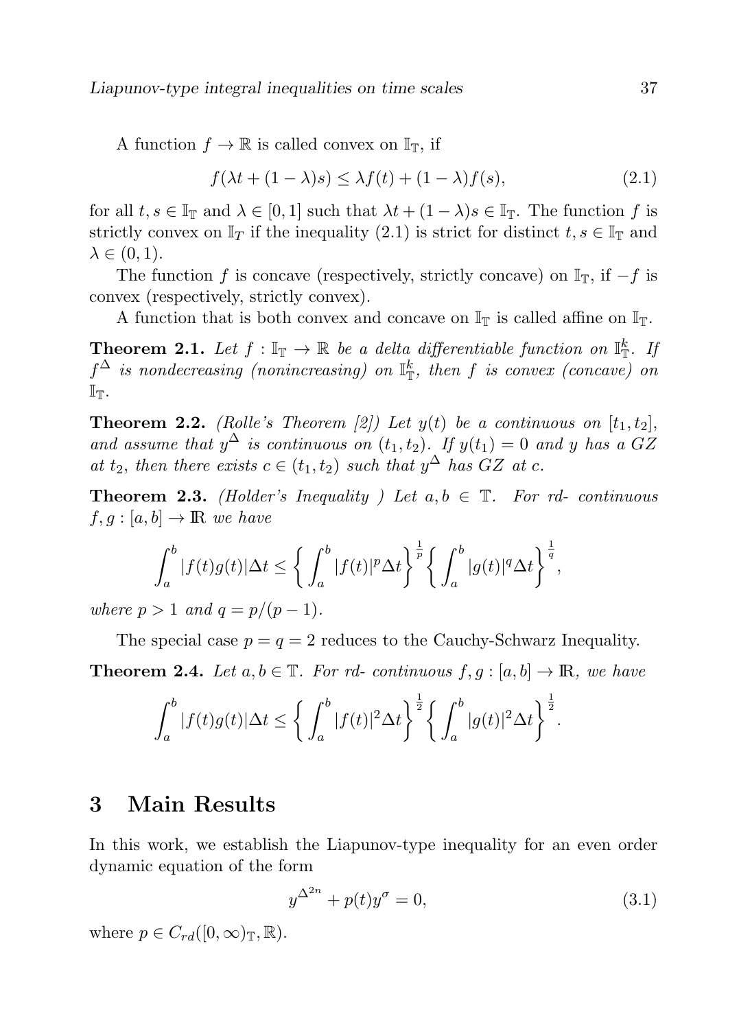A function $f \to \mathbb{R}$ is called convex on $\mathbb{I}_{\mathbb{T}}$, if

$$f(\lambda t + (1-\lambda)s) \leq \lambda f(t) + (1-\lambda) f(s), \tag{2.1}$$

for all $t, s \in \mathbb{I}_{\mathbb{T}}$ and $\lambda \in [0,1]$ such that $\lambda t + (1-\lambda)s \in \mathbb{I}_{\mathbb{T}}$. The function $f$ is strictly convex on $\mathbb{I}_T$ if the inequality (2.1) is strict for distinct $t, s \in \mathbb{I}_{\mathbb{T}}$ and $\lambda \in (0,1)$.

The function $f$ is concave (respectively, strictly concave) on $\mathbb{I}_{\mathbb{T}}$, if $-f$ is convex (respectively, strictly convex).

A function that is both convex and concave on $\mathbb{I}_{\mathbb{T}}$ is called affine on $\mathbb{I}_{\mathbb{T}}$.

**Theorem 2.1.** *Let $f : \mathbb{I}_{\mathbb{T}} \to \mathbb{R}$ be a delta differentiable function on $\mathbb{I}_{\mathbb{T}}^k$. If $f^{\Delta}$ is nondecreasing (nonincreasing) on $\mathbb{I}_{\mathbb{T}}^k$, then $f$ is convex (concave) on $\mathbb{I}_{\mathbb{T}}$.*

**Theorem 2.2.** *(Rolle's Theorem [2]) Let $y(t)$ be a continuous on $[t_1, t_2]$, and assume that $y^{\Delta}$ is continuous on $(t_1, t_2)$. If $y(t_1) = 0$ and $y$ has a $GZ$ at $t_2$, then there exists $c \in (t_1, t_2)$ such that $y^{\Delta}$ has $GZ$ at $c$.*

**Theorem 2.3.** *(Holder's Inequality ) Let $a, b \in \mathbb{T}$. For rd- continuous $f, g : [a,b] \to \mathbb{R}$ we have*

$$\int_a^b |f(t)g(t)|\Delta t \leq \left\{ \int_a^b |f(t)|^p \Delta t \right\}^{\frac{1}{p}} \left\{ \int_a^b |g(t)|^q \Delta t \right\}^{\frac{1}{q}},$$

*where $p > 1$ and $q = p/(p-1)$.*

The special case $p = q = 2$ reduces to the Cauchy-Schwarz Inequality.

**Theorem 2.4.** *Let $a, b \in \mathbb{T}$. For rd- continuous $f, g : [a,b] \to \mathbb{R}$, we have*

$$\int_a^b |f(t)g(t)|\Delta t \leq \left\{ \int_a^b |f(t)|^2 \Delta t \right\}^{\frac{1}{2}} \left\{ \int_a^b |g(t)|^2 \Delta t \right\}^{\frac{1}{2}}.$$

## 3 Main Results

In this work, we establish the Liapunov-type inequality for an even order dynamic equation of the form

$$y^{\Delta^{2n}} + p(t) y^{\sigma} = 0, \tag{3.1}$$

where $p \in C_{rd}([0,\infty)_{\mathbb{T}}, \mathbb{R})$.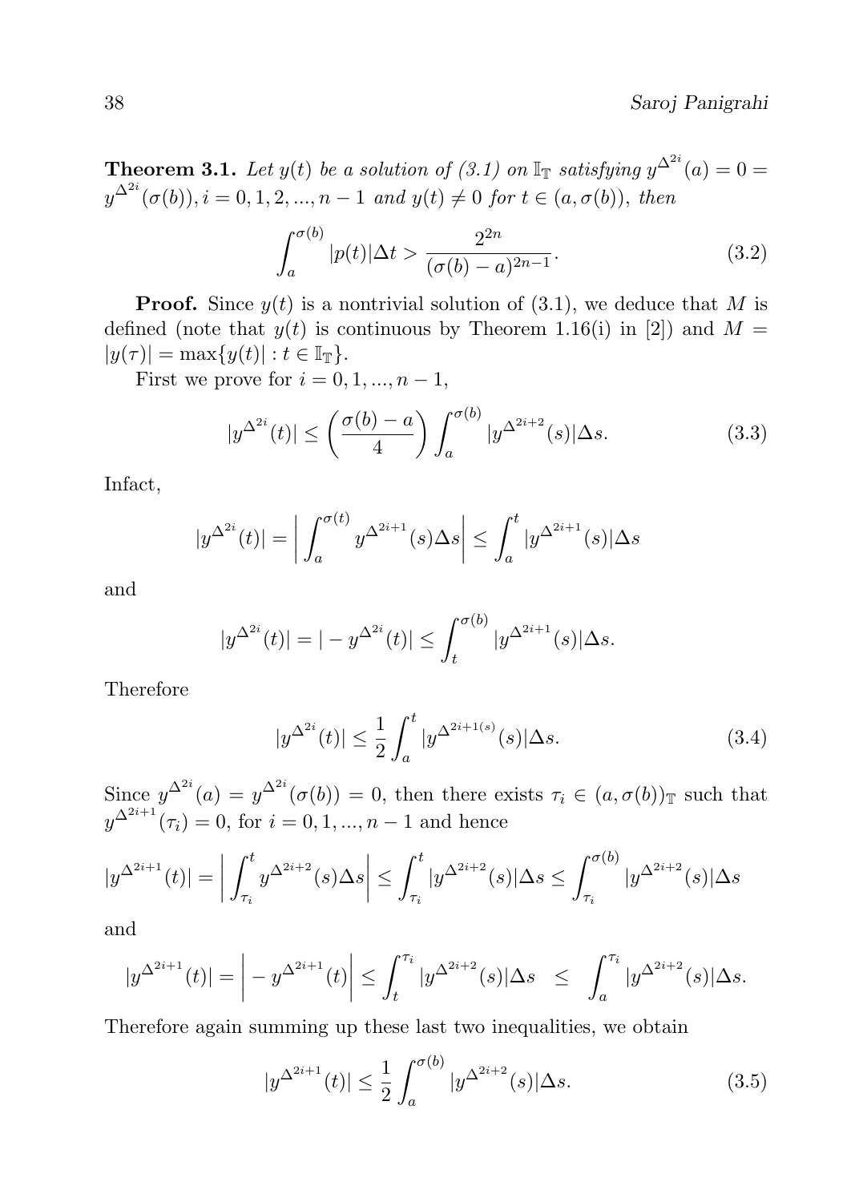**Theorem 3.1.** *Let $y(t)$ be a solution of (3.1) on $\mathbb{I}_{\mathbb{T}}$ satisfying $y^{\Delta^{2i}}(a) = 0 = y^{\Delta^{2i}}(\sigma(b)), i = 0, 1, 2, ..., n-1$ and $y(t) \neq 0$ for $t \in (a, \sigma(b))$, then*

$$\int_a^{\sigma(b)} |p(t)|\Delta t > \frac{2^{2n}}{(\sigma(b)-a)^{2n-1}}. \tag{3.2}$$

**Proof.** Since $y(t)$ is a nontrivial solution of (3.1), we deduce that $M$ is defined (note that $y(t)$ is continuous by Theorem 1.16(i) in [2]) and $M = |y(\tau)| = \max\{y(t)| : t \in \mathbb{I}_{\mathbb{T}}\}$.

First we prove for $i = 0, 1, ..., n-1$,

$$|y^{\Delta^{2i}}(t)| \leq \left(\frac{\sigma(b)-a}{4}\right) \int_a^{\sigma(b)} |y^{\Delta^{2i+2}}(s)|\Delta s. \tag{3.3}$$

Infact,

$$|y^{\Delta^{2i}}(t)| = \left| \int_a^{\sigma(t)} y^{\Delta^{2i+1}}(s)\Delta s \right| \leq \int_a^t |y^{\Delta^{2i+1}}(s)|\Delta s$$

and

$$|y^{\Delta^{2i}}(t)| = |-y^{\Delta^{2i}}(t)| \leq \int_t^{\sigma(b)} |y^{\Delta^{2i+1}}(s)|\Delta s.$$

Therefore

$$|y^{\Delta^{2i}}(t)| \leq \frac{1}{2} \int_a^t |y^{\Delta^{2i+1(s)}}(s)|\Delta s. \tag{3.4}$$

Since $y^{\Delta^{2i}}(a) = y^{\Delta^{2i}}(\sigma(b)) = 0$, then there exists $\tau_i \in (a, \sigma(b))_{\mathbb{T}}$ such that $y^{\Delta^{2i+1}}(\tau_i) = 0$, for $i = 0, 1, ..., n-1$ and hence

$$|y^{\Delta^{2i+1}}(t)| = \left| \int_{\tau_i}^t y^{\Delta^{2i+2}}(s)\Delta s \right| \leq \int_{\tau_i}^t |y^{\Delta^{2i+2}}(s)|\Delta s \leq \int_{\tau_i}^{\sigma(b)} |y^{\Delta^{2i+2}}(s)|\Delta s$$

and

$$|y^{\Delta^{2i+1}}(t)| = \left| -y^{\Delta^{2i+1}}(t) \right| \leq \int_t^{\tau_i} |y^{\Delta^{2i+2}}(s)|\Delta s \quad \leq \quad \int_a^{\tau_i} |y^{\Delta^{2i+2}}(s)|\Delta s.$$

Therefore again summing up these last two inequalities, we obtain

$$|y^{\Delta^{2i+1}}(t)| \leq \frac{1}{2} \int_a^{\sigma(b)} |y^{\Delta^{2i+2}}(s)|\Delta s. \tag{3.5}$$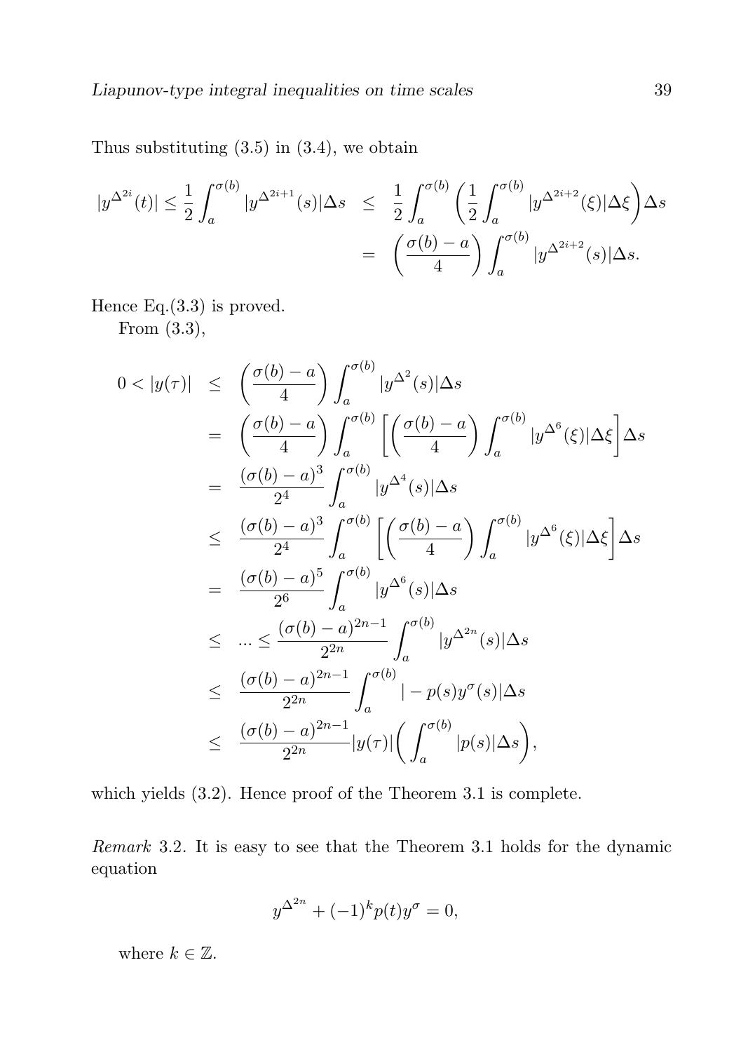Thus substituting (3.5) in (3.4), we obtain

$$
\begin{aligned}
|y^{\Delta^{2i}}(t)| \leq \frac{1}{2}\int_a^{\sigma(b)} |y^{\Delta^{2i+1}}(s)|\Delta s &\leq \frac{1}{2}\int_a^{\sigma(b)} \left(\frac{1}{2}\int_a^{\sigma(b)} |y^{\Delta^{2i+2}}(\xi)|\Delta\xi\right)\Delta s \\
&= \left(\frac{\sigma(b)-a}{4}\right)\int_a^{\sigma(b)} |y^{\Delta^{2i+2}}(s)|\Delta s.
\end{aligned}
$$

Hence Eq.(3.3) is proved.

From (3.3),

$$
\begin{aligned}
0 < |y(\tau)| &\leq \left(\frac{\sigma(b)-a}{4}\right)\int_a^{\sigma(b)} |y^{\Delta^2}(s)|\Delta s \\
&= \left(\frac{\sigma(b)-a}{4}\right)\int_a^{\sigma(b)} \left[\left(\frac{\sigma(b)-a}{4}\right)\int_a^{\sigma(b)} |y^{\Delta^6}(\xi)|\Delta\xi\right]\Delta s \\
&= \frac{(\sigma(b)-a)^3}{2^4}\int_a^{\sigma(b)} |y^{\Delta^4}(s)|\Delta s \\
&\leq \frac{(\sigma(b)-a)^3}{2^4}\int_a^{\sigma(b)} \left[\left(\frac{\sigma(b)-a}{4}\right)\int_a^{\sigma(b)} |y^{\Delta^6}(\xi)|\Delta\xi\right]\Delta s \\
&= \frac{(\sigma(b)-a)^5}{2^6}\int_a^{\sigma(b)} |y^{\Delta^6}(s)|\Delta s \\
&\leq \ldots \leq \frac{(\sigma(b)-a)^{2n-1}}{2^{2n}}\int_a^{\sigma(b)} |y^{\Delta^{2n}}(s)|\Delta s \\
&\leq \frac{(\sigma(b)-a)^{2n-1}}{2^{2n}}\int_a^{\sigma(b)} |-p(s)y^{\sigma}(s)|\Delta s \\
&\leq \frac{(\sigma(b)-a)^{2n-1}}{2^{2n}}|y(\tau)|\left(\int_a^{\sigma(b)} |p(s)|\Delta s\right),
\end{aligned}
$$

which yields (3.2). Hence proof of the Theorem 3.1 is complete.

*Remark* 3.2. It is easy to see that the Theorem 3.1 holds for the dynamic equation

$$
y^{\Delta^{2n}} + (-1)^k p(t)y^{\sigma} = 0,
$$

where $k \in \mathbb{Z}$.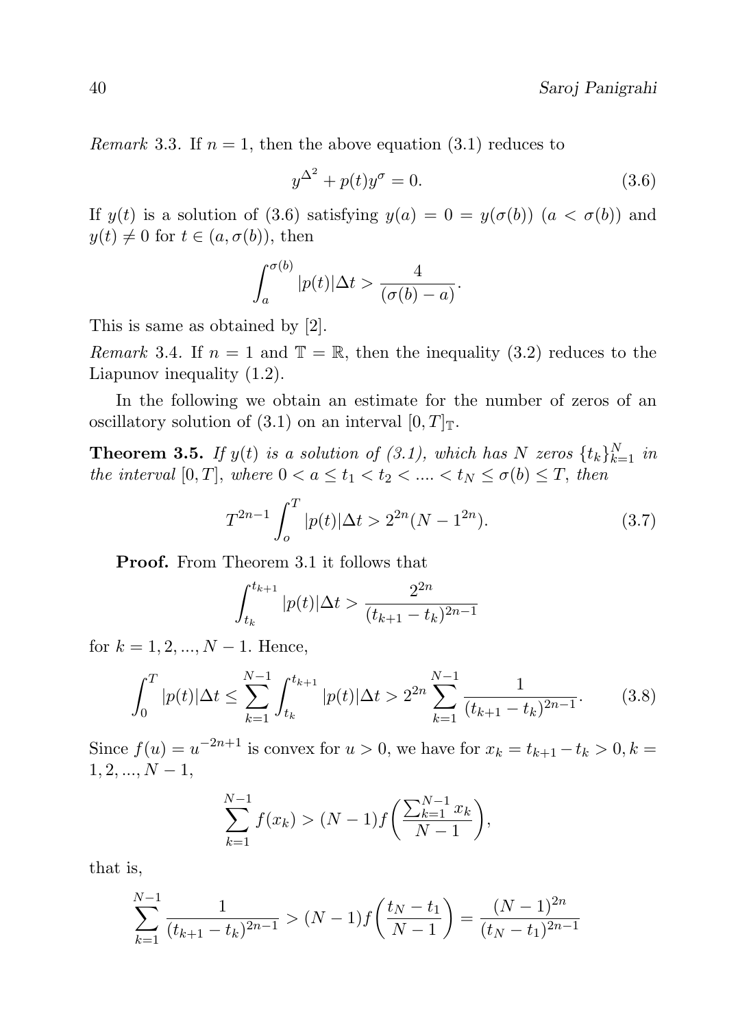*Remark* 3.3. If $n = 1$, then the above equation (3.1) reduces to

$$y^{\Delta^2} + p(t)y^{\sigma} = 0. \tag{3.6}$$

If $y(t)$ is a solution of (3.6) satisfying $y(a) = 0 = y(\sigma(b))$ $(a < \sigma(b))$ and $y(t) \neq 0$ for $t \in (a, \sigma(b))$, then

$$\int_a^{\sigma(b)} |p(t)|\Delta t > \frac{4}{(\sigma(b) - a)}.$$

This is same as obtained by [2].

*Remark* 3.4. If $n = 1$ and $\mathbb{T} = \mathbb{R}$, then the inequality (3.2) reduces to the Liapunov inequality (1.2).

In the following we obtain an estimate for the number of zeros of an oscillatory solution of (3.1) on an interval $[0, T]_{\mathbb{T}}$.

**Theorem 3.5.** *If $y(t)$ is a solution of (3.1), which has $N$ zeros $\{t_k\}_{k=1}^N$ in the interval $[0, T]$, where $0 < a \leq t_1 < t_2 < .... < t_N \leq \sigma(b) \leq T$, then*

$$T^{2n-1} \int_o^T |p(t)|\Delta t > 2^{2n}(N - 1^{2n}). \tag{3.7}$$

**Proof.** From Theorem 3.1 it follows that

$$\int_{t_k}^{t_{k+1}} |p(t)|\Delta t > \frac{2^{2n}}{(t_{k+1} - t_k)^{2n-1}}$$

for $k = 1, 2, ..., N - 1$. Hence,

$$\int_0^T |p(t)|\Delta t \leq \sum_{k=1}^{N-1} \int_{t_k}^{t_{k+1}} |p(t)|\Delta t > 2^{2n} \sum_{k=1}^{N-1} \frac{1}{(t_{k+1} - t_k)^{2n-1}}. \tag{3.8}$$

Since $f(u) = u^{-2n+1}$ is convex for $u > 0$, we have for $x_k = t_{k+1} - t_k > 0, k = 1, 2, ..., N - 1$,

$$\sum_{k=1}^{N-1} f(x_k) > (N - 1)f\left(\frac{\sum_{k=1}^{N-1} x_k}{N - 1}\right),$$

that is,

$$\sum_{k=1}^{N-1} \frac{1}{(t_{k+1} - t_k)^{2n-1}} > (N - 1)f\left(\frac{t_N - t_1}{N - 1}\right) = \frac{(N - 1)^{2n}}{(t_N - t_1)^{2n-1}}$$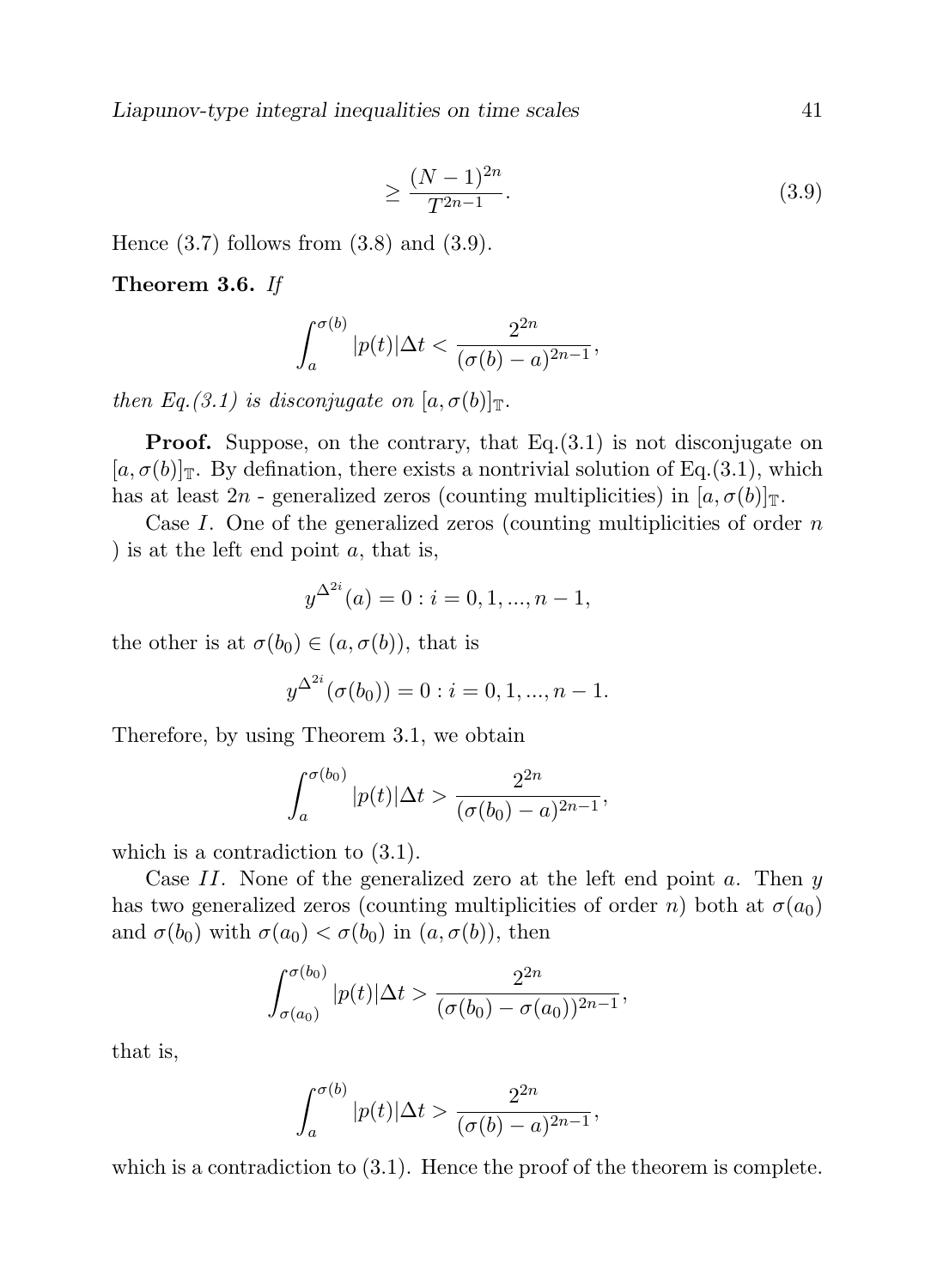$$\geq \frac{(N-1)^{2n}}{T^{2n-1}}. \tag{3.9}$$

Hence (3.7) follows from (3.8) and (3.9).

**Theorem 3.6.** *If*

$$\int_a^{\sigma(b)} |p(t)|\Delta t < \frac{2^{2n}}{(\sigma(b)-a)^{2n-1}},$$

*then Eq.(3.1) is disconjugate on* $[a, \sigma(b)]_{\mathbb{T}}$.

**Proof.** Suppose, on the contrary, that Eq.(3.1) is not disconjugate on $[a, \sigma(b)]_{\mathbb{T}}$. By defination, there exists a nontrivial solution of Eq.(3.1), which has at least $2n$ - generalized zeros (counting multiplicities) in $[a, \sigma(b)]_{\mathbb{T}}$.

Case $I$. One of the generalized zeros (counting multiplicities of order $n$ ) is at the left end point $a$, that is,

$$y^{\Delta^{2i}}(a) = 0 : i = 0, 1, ..., n-1,$$

the other is at $\sigma(b_0) \in (a, \sigma(b))$, that is

$$y^{\Delta^{2i}}(\sigma(b_0)) = 0 : i = 0, 1, ..., n-1.$$

Therefore, by using Theorem 3.1, we obtain

$$\int_a^{\sigma(b_0)} |p(t)|\Delta t > \frac{2^{2n}}{(\sigma(b_0)-a)^{2n-1}},$$

which is a contradiction to (3.1).

Case $II$. None of the generalized zero at the left end point $a$. Then $y$ has two generalized zeros (counting multiplicities of order $n$) both at $\sigma(a_0)$ and $\sigma(b_0)$ with $\sigma(a_0) < \sigma(b_0)$ in $(a, \sigma(b))$, then

$$\int_{\sigma(a_0)}^{\sigma(b_0)} |p(t)|\Delta t > \frac{2^{2n}}{(\sigma(b_0)-\sigma(a_0))^{2n-1}},$$

that is,

$$\int_a^{\sigma(b)} |p(t)|\Delta t > \frac{2^{2n}}{(\sigma(b)-a)^{2n-1}},$$

which is a contradiction to (3.1). Hence the proof of the theorem is complete.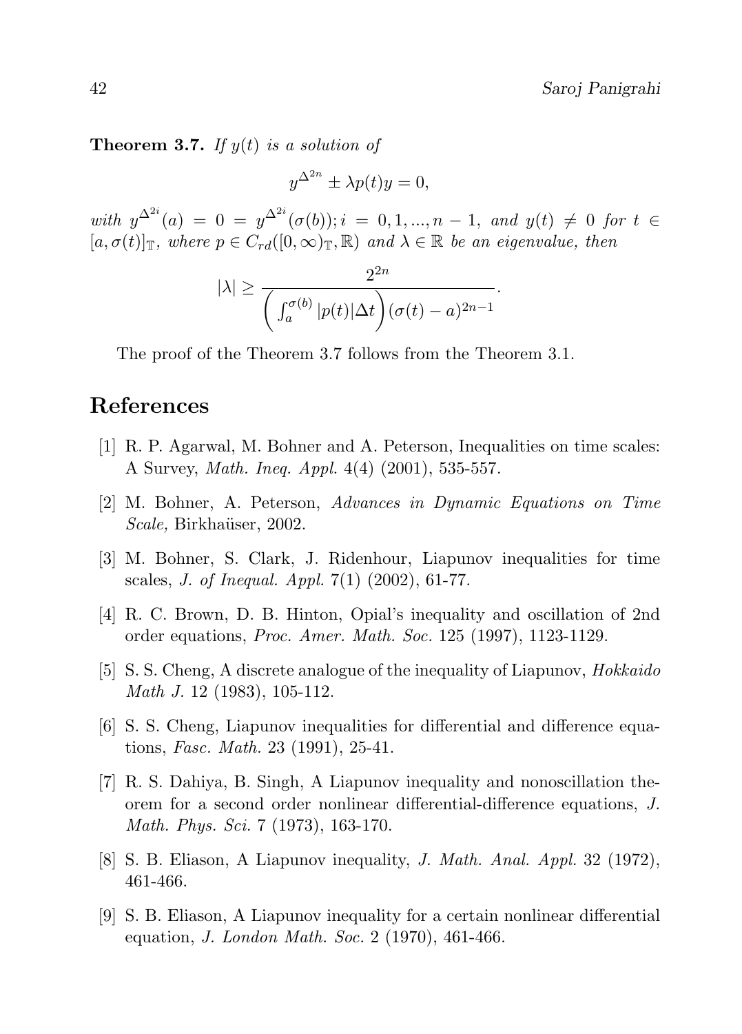**Theorem 3.7.** *If $y(t)$ is a solution of*

$$y^{\Delta^{2n}} \pm \lambda p(t) y = 0,$$

*with $y^{\Delta^{2i}}(a) = 0 = y^{\Delta^{2i}}(\sigma(b)); i = 0, 1, ..., n-1,$ and $y(t) \neq 0$ for $t \in [a, \sigma(t)]_{\mathbb{T}}$, where $p \in C_{rd}([0, \infty)_{\mathbb{T}}, \mathbb{R})$ and $\lambda \in \mathbb{R}$ be an eigenvalue, then*

$$|\lambda| \geq \frac{2^{2n}}{\left( \int_a^{\sigma(b)} |p(t)| \Delta t \right) (\sigma(t) - a)^{2n-1}}.$$

The proof of the Theorem 3.7 follows from the Theorem 3.1.

## References

[1] R. P. Agarwal, M. Bohner and A. Peterson, Inequalities on time scales: A Survey, *Math. Ineq. Appl.* 4(4) (2001), 535-557.

[2] M. Bohner, A. Peterson, *Advances in Dynamic Equations on Time Scale,* Birkhaüser, 2002.

[3] M. Bohner, S. Clark, J. Ridenhour, Liapunov inequalities for time scales, *J. of Inequal. Appl.* 7(1) (2002), 61-77.

[4] R. C. Brown, D. B. Hinton, Opial's inequality and oscillation of 2nd order equations, *Proc. Amer. Math. Soc.* 125 (1997), 1123-1129.

[5] S. S. Cheng, A discrete analogue of the inequality of Liapunov, *Hokkaido Math J.* 12 (1983), 105-112.

[6] S. S. Cheng, Liapunov inequalities for differential and difference equations, *Fasc. Math.* 23 (1991), 25-41.

[7] R. S. Dahiya, B. Singh, A Liapunov inequality and nonoscillation theorem for a second order nonlinear differential-difference equations, *J. Math. Phys. Sci.* 7 (1973), 163-170.

[8] S. B. Eliason, A Liapunov inequality, *J. Math. Anal. Appl.* 32 (1972), 461-466.

[9] S. B. Eliason, A Liapunov inequality for a certain nonlinear differential equation, *J. London Math. Soc.* 2 (1970), 461-466.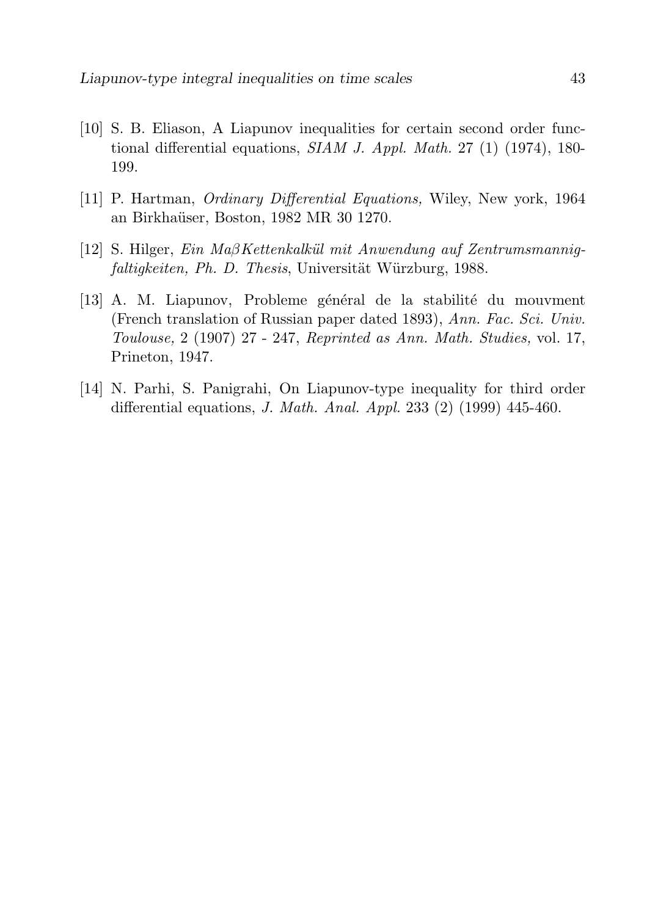[10] S. B. Eliason, A Liapunov inequalities for certain second order functional differential equations, *SIAM J. Appl. Math.* 27 (1) (1974), 180-199.

[11] P. Hartman, *Ordinary Differential Equations,* Wiley, New york, 1964 an Birkhaüser, Boston, 1982 MR 30 1270.

[12] S. Hilger, *Ein MaβKettenkalkül mit Anwendung auf Zentrumsmannigfaltigkeiten, Ph. D. Thesis*, Universität Würzburg, 1988.

[13] A. M. Liapunov, Probleme général de la stabilité du mouvment (French translation of Russian paper dated 1893), *Ann. Fac. Sci. Univ. Toulouse,* 2 (1907) 27 - 247, *Reprinted as Ann. Math. Studies,* vol. 17, Prineton, 1947.

[14] N. Parhi, S. Panigrahi, On Liapunov-type inequality for third order differential equations, *J. Math. Anal. Appl.* 233 (2) (1999) 445-460.